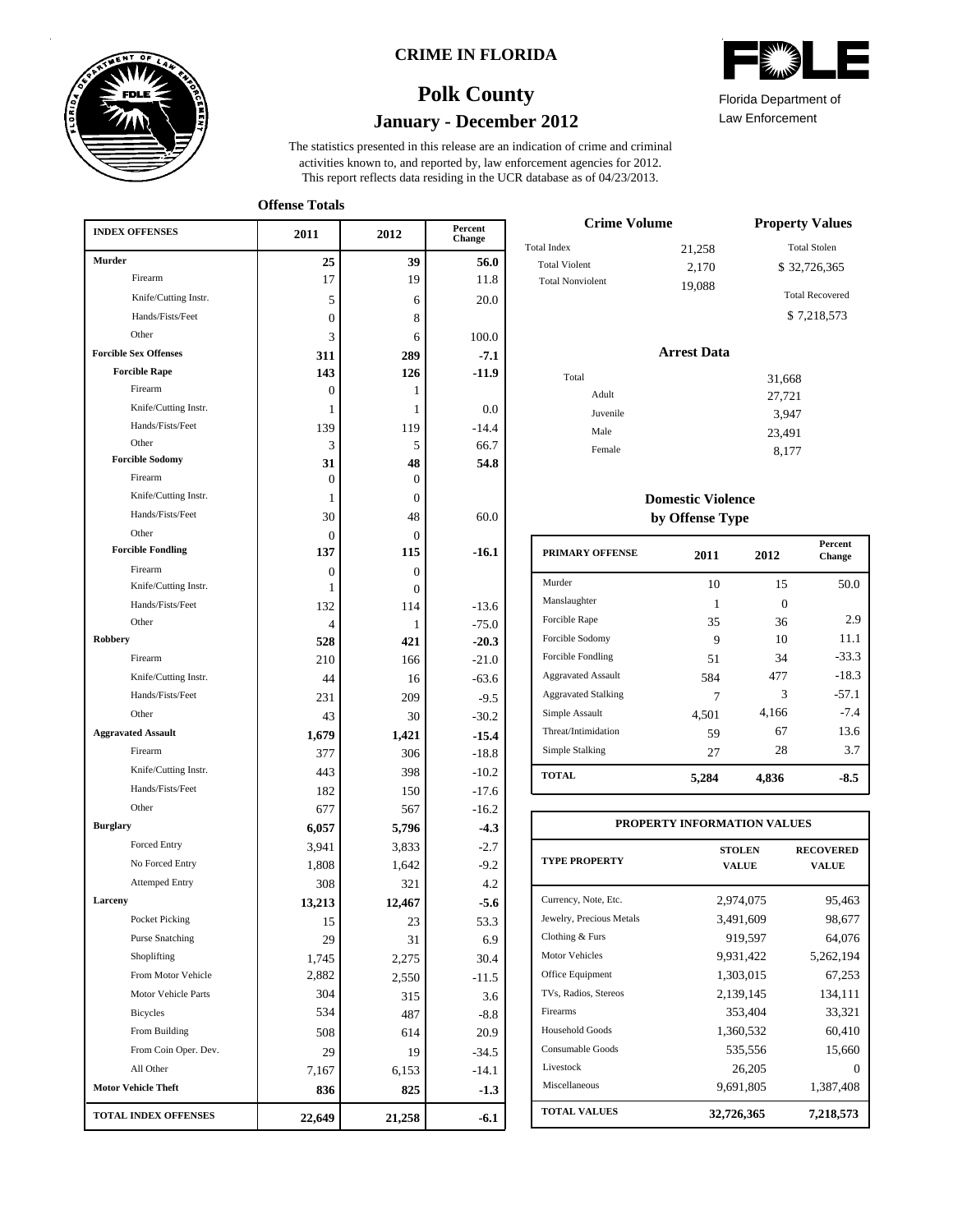# CRIME IN FLORIDA

## Polk County

### January - December 2012

Florida Department of Law Enforcement

The statistics presented in this release are an indication of crime and criminal activities known to, and reported by, law enforcement agencies for 2012. This report reflects data residing in the UCR database as of 04/23/2013.

**Offense Totals**

| INDEX OFFENSES | 2011 | 2012 | Percent Change |
|---|---|---|---|
| **Murder** | **25** | **39** | **56.0** |
| Firearm | 17 | 19 | 11.8 |
| Knife/Cutting Instr. | 5 | 6 | 20.0 |
| Hands/Fists/Feet | 0 | 8 | |
| Other | 3 | 6 | 100.0 |
| **Forcible Sex Offenses** | **311** | **289** | **-7.1** |
| **Forcible Rape** | **143** | **126** | **-11.9** |
| Firearm | 0 | 1 | |
| Knife/Cutting Instr. | 1 | 1 | 0.0 |
| Hands/Fists/Feet | 139 | 119 | -14.4 |
| Other | 3 | 5 | 66.7 |
| **Forcible Sodomy** | **31** | **48** | **54.8** |
| Firearm | 0 | 0 | |
| Knife/Cutting Instr. | 1 | 0 | |
| Hands/Fists/Feet | 30 | 48 | 60.0 |
| Other | 0 | 0 | |
| **Forcible Fondling** | **137** | **115** | **-16.1** |
| Firearm | 0 | 0 | |
| Knife/Cutting Instr. | 1 | 0 | |
| Hands/Fists/Feet | 132 | 114 | -13.6 |
| Other | 4 | 1 | -75.0 |
| **Robbery** | **528** | **421** | **-20.3** |
| Firearm | 210 | 166 | -21.0 |
| Knife/Cutting Instr. | 44 | 16 | -63.6 |
| Hands/Fists/Feet | 231 | 209 | -9.5 |
| Other | 43 | 30 | -30.2 |
| **Aggravated Assault** | **1,679** | **1,421** | **-15.4** |
| Firearm | 377 | 306 | -18.8 |
| Knife/Cutting Instr. | 443 | 398 | -10.2 |
| Hands/Fists/Feet | 182 | 150 | -17.6 |
| Other | 677 | 567 | -16.2 |
| **Burglary** | **6,057** | **5,796** | **-4.3** |
| Forced Entry | 3,941 | 3,833 | -2.7 |
| No Forced Entry | 1,808 | 1,642 | -9.2 |
| Attemped Entry | 308 | 321 | 4.2 |
| **Larceny** | **13,213** | **12,467** | **-5.6** |
| Pocket Picking | 15 | 23 | 53.3 |
| Purse Snatching | 29 | 31 | 6.9 |
| Shoplifting | 1,745 | 2,275 | 30.4 |
| From Motor Vehicle | 2,882 | 2,550 | -11.5 |
| Motor Vehicle Parts | 304 | 315 | 3.6 |
| Bicycles | 534 | 487 | -8.8 |
| From Building | 508 | 614 | 20.9 |
| From Coin Oper. Dev. | 29 | 19 | -34.5 |
| All Other | 7,167 | 6,153 | -14.1 |
| **Motor Vehicle Theft** | **836** | **825** | **-1.3** |
| **TOTAL INDEX OFFENSES** | **22,649** | **21,258** | **-6.1** |

**Crime Volume**

| | |
|---|---|
| Total Index | 21,258 |
| Total Violent | 2,170 |
| Total Nonviolent | 19,088 |

**Property Values**

| | |
|---|---|
| Total Stolen | $ 32,726,365 |
| Total Recovered | $ 7,218,573 |

**Arrest Data**

| | |
|---|---|
| Total | 31,668 |
| Adult | 27,721 |
| Juvenile | 3,947 |
| Male | 23,491 |
| Female | 8,177 |

**Domestic Violence by Offense Type**

| PRIMARY OFFENSE | 2011 | 2012 | Percent Change |
|---|---|---|---|
| Murder | 10 | 15 | 50.0 |
| Manslaughter | 1 | 0 | |
| Forcible Rape | 35 | 36 | 2.9 |
| Forcible Sodomy | 9 | 10 | 11.1 |
| Forcible Fondling | 51 | 34 | -33.3 |
| Aggravated Assault | 584 | 477 | -18.3 |
| Aggravated Stalking | 7 | 3 | -57.1 |
| Simple Assault | 4,501 | 4,166 | -7.4 |
| Threat/Intimidation | 59 | 67 | 13.6 |
| Simple Stalking | 27 | 28 | 3.7 |
| **TOTAL** | **5,284** | **4,836** | **-8.5** |

**PROPERTY INFORMATION VALUES**

| TYPE PROPERTY | STOLEN VALUE | RECOVERED VALUE |
|---|---|---|
| Currency, Note, Etc. | 2,974,075 | 95,463 |
| Jewelry, Precious Metals | 3,491,609 | 98,677 |
| Clothing & Furs | 919,597 | 64,076 |
| Motor Vehicles | 9,931,422 | 5,262,194 |
| Office Equipment | 1,303,015 | 67,253 |
| TVs, Radios, Stereos | 2,139,145 | 134,111 |
| Firearms | 353,404 | 33,321 |
| Household Goods | 1,360,532 | 60,410 |
| Consumable Goods | 535,556 | 15,660 |
| Livestock | 26,205 | 0 |
| Miscellaneous | 9,691,805 | 1,387,408 |
| **TOTAL VALUES** | **32,726,365** | **7,218,573** |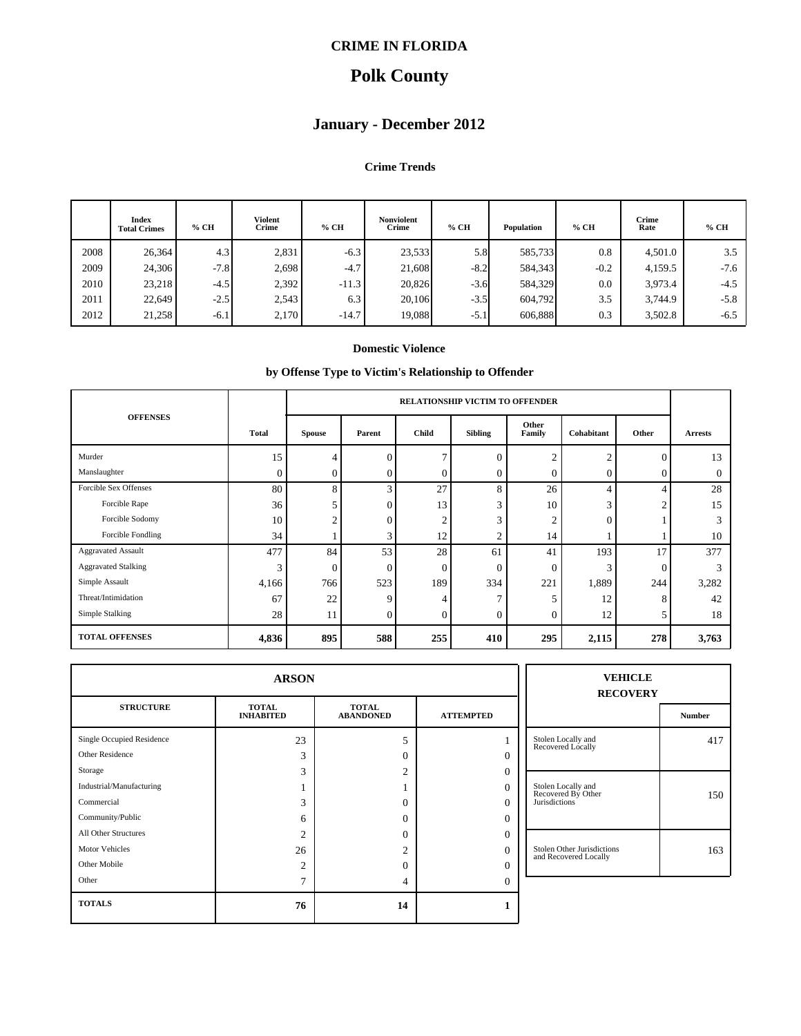**CRIME IN FLORIDA**

# Polk County

## January - December 2012

### Crime Trends

| | Index Total Crimes | % CH | Violent Crime | % CH | Nonviolent Crime | % CH | Population | % CH | Crime Rate | % CH |
|---|---|---|---|---|---|---|---|---|---|---|
| 2008 | 26,364 | 4.3 | 2,831 | -6.3 | 23,533 | 5.8 | 585,733 | 0.8 | 4,501.0 | 3.5 |
| 2009 | 24,306 | -7.8 | 2,698 | -4.7 | 21,608 | -8.2 | 584,343 | -0.2 | 4,159.5 | -7.6 |
| 2010 | 23,218 | -4.5 | 2,392 | -11.3 | 20,826 | -3.6 | 584,329 | 0.0 | 3,973.4 | -4.5 |
| 2011 | 22,649 | -2.5 | 2,543 | 6.3 | 20,106 | -3.5 | 604,792 | 3.5 | 3,744.9 | -5.8 |
| 2012 | 21,258 | -6.1 | 2,170 | -14.7 | 19,088 | -5.1 | 606,888 | 0.3 | 3,502.8 | -6.5 |

### Domestic Violence

### by Offense Type to Victim's Relationship to Offender

| OFFENSES | | RELATIONSHIP VICTIM TO OFFENDER | | | | | | | |
|---|---|---|---|---|---|---|---|---|---|
| | Total | Spouse | Parent | Child | Sibling | Other Family | Cohabitant | Other | Arrests |
| Murder | 15 | 4 | 0 | 7 | 0 | 2 | 2 | 0 | 13 |
| Manslaughter | 0 | 0 | 0 | 0 | 0 | 0 | 0 | 0 | 0 |
| Forcible Sex Offenses | 80 | 8 | 3 | 27 | 8 | 26 | 4 | 4 | 28 |
| Forcible Rape | 36 | 5 | 0 | 13 | 3 | 10 | 3 | 2 | 15 |
| Forcible Sodomy | 10 | 2 | 0 | 2 | 3 | 2 | 0 | 1 | 3 |
| Forcible Fondling | 34 | 1 | 3 | 12 | 2 | 14 | 1 | 1 | 10 |
| Aggravated Assault | 477 | 84 | 53 | 28 | 61 | 41 | 193 | 17 | 377 |
| Aggravated Stalking | 3 | 0 | 0 | 0 | 0 | 0 | 3 | 0 | 3 |
| Simple Assault | 4,166 | 766 | 523 | 189 | 334 | 221 | 1,889 | 244 | 3,282 |
| Threat/Intimidation | 67 | 22 | 9 | 4 | 7 | 5 | 12 | 8 | 42 |
| Simple Stalking | 28 | 11 | 0 | 0 | 0 | 0 | 12 | 5 | 18 |
| **TOTAL OFFENSES** | **4,836** | **895** | **588** | **255** | **410** | **295** | **2,115** | **278** | **3,763** |

### ARSON

| STRUCTURE | TOTAL INHABITED | TOTAL ABANDONED | ATTEMPTED |
|---|---|---|---|
| Single Occupied Residence | 23 | 5 | 1 |
| Other Residence | 3 | 0 | 0 |
| Storage | 3 | 2 | 0 |
| Industrial/Manufacturing | 1 | 1 | 0 |
| Commercial | 3 | 0 | 0 |
| Community/Public | 6 | 0 | 0 |
| All Other Structures | 2 | 0 | 0 |
| Motor Vehicles | 26 | 2 | 0 |
| Other Mobile | 2 | 0 | 0 |
| Other | 7 | 4 | 0 |
| **TOTALS** | **76** | **14** | **1** |

### VEHICLE RECOVERY

| | Number |
|---|---|
| Stolen Locally and Recovered Locally | 417 |
| Stolen Locally and Recovered By Other Jurisdictions | 150 |
| Stolen Other Jurisdictions and Recovered Locally | 163 |